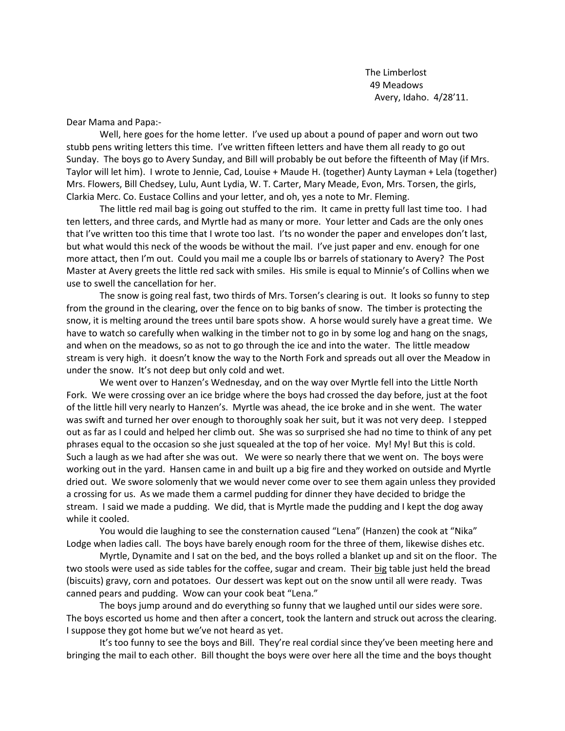The Limberlost
49 Meadows
Avery, Idaho. 4/28'11.

Dear Mama and Papa:-

Well, here goes for the home letter. I've used up about a pound of paper and worn out two stubb pens writing letters this time. I've written fifteen letters and have them all ready to go out Sunday. The boys go to Avery Sunday, and Bill will probably be out before the fifteenth of May (if Mrs. Taylor will let him). I wrote to Jennie, Cad, Louise + Maude H. (together) Aunty Layman + Lela (together) Mrs. Flowers, Bill Chedsey, Lulu, Aunt Lydia, W. T. Carter, Mary Meade, Evon, Mrs. Torsen, the girls, Clarkia Merc. Co. Eustace Collins and your letter, and oh, yes a note to Mr. Fleming.

The little red mail bag is going out stuffed to the rim. It came in pretty full last time too. I had ten letters, and three cards, and Myrtle had as many or more. Your letter and Cads are the only ones that I've written too this time that I wrote too last. I'ts no wonder the paper and envelopes don't last, but what would this neck of the woods be without the mail. I've just paper and env. enough for one more attact, then I'm out. Could you mail me a couple lbs or barrels of stationary to Avery? The Post Master at Avery greets the little red sack with smiles. His smile is equal to Minnie's of Collins when we use to swell the cancellation for her.

The snow is going real fast, two thirds of Mrs. Torsen's clearing is out. It looks so funny to step from the ground in the clearing, over the fence on to big banks of snow. The timber is protecting the snow, it is melting around the trees until bare spots show. A horse would surely have a great time. We have to watch so carefully when walking in the timber not to go in by some log and hang on the snags, and when on the meadows, so as not to go through the ice and into the water. The little meadow stream is very high. it doesn't know the way to the North Fork and spreads out all over the Meadow in under the snow. It's not deep but only cold and wet.

We went over to Hanzen's Wednesday, and on the way over Myrtle fell into the Little North Fork. We were crossing over an ice bridge where the boys had crossed the day before, just at the foot of the little hill very nearly to Hanzen's. Myrtle was ahead, the ice broke and in she went. The water was swift and turned her over enough to thoroughly soak her suit, but it was not very deep. I stepped out as far as I could and helped her climb out. She was so surprised she had no time to think of any pet phrases equal to the occasion so she just squealed at the top of her voice. My! My! But this is cold. Such a laugh as we had after she was out. We were so nearly there that we went on. The boys were working out in the yard. Hansen came in and built up a big fire and they worked on outside and Myrtle dried out. We swore solomenly that we would never come over to see them again unless they provided a crossing for us. As we made them a carmel pudding for dinner they have decided to bridge the stream. I said we made a pudding. We did, that is Myrtle made the pudding and I kept the dog away while it cooled.

You would die laughing to see the consternation caused "Lena" (Hanzen) the cook at "Nika" Lodge when ladies call. The boys have barely enough room for the three of them, likewise dishes etc.

Myrtle, Dynamite and I sat on the bed, and the boys rolled a blanket up and sit on the floor. The two stools were used as side tables for the coffee, sugar and cream. Their <u>big</u> table just held the bread (biscuits) gravy, corn and potatoes. Our dessert was kept out on the snow until all were ready. Twas canned pears and pudding. Wow can your cook beat "Lena."

The boys jump around and do everything so funny that we laughed until our sides were sore. The boys escorted us home and then after a concert, took the lantern and struck out across the clearing. I suppose they got home but we've not heard as yet.

It's too funny to see the boys and Bill. They're real cordial since they've been meeting here and bringing the mail to each other. Bill thought the boys were over here all the time and the boys thought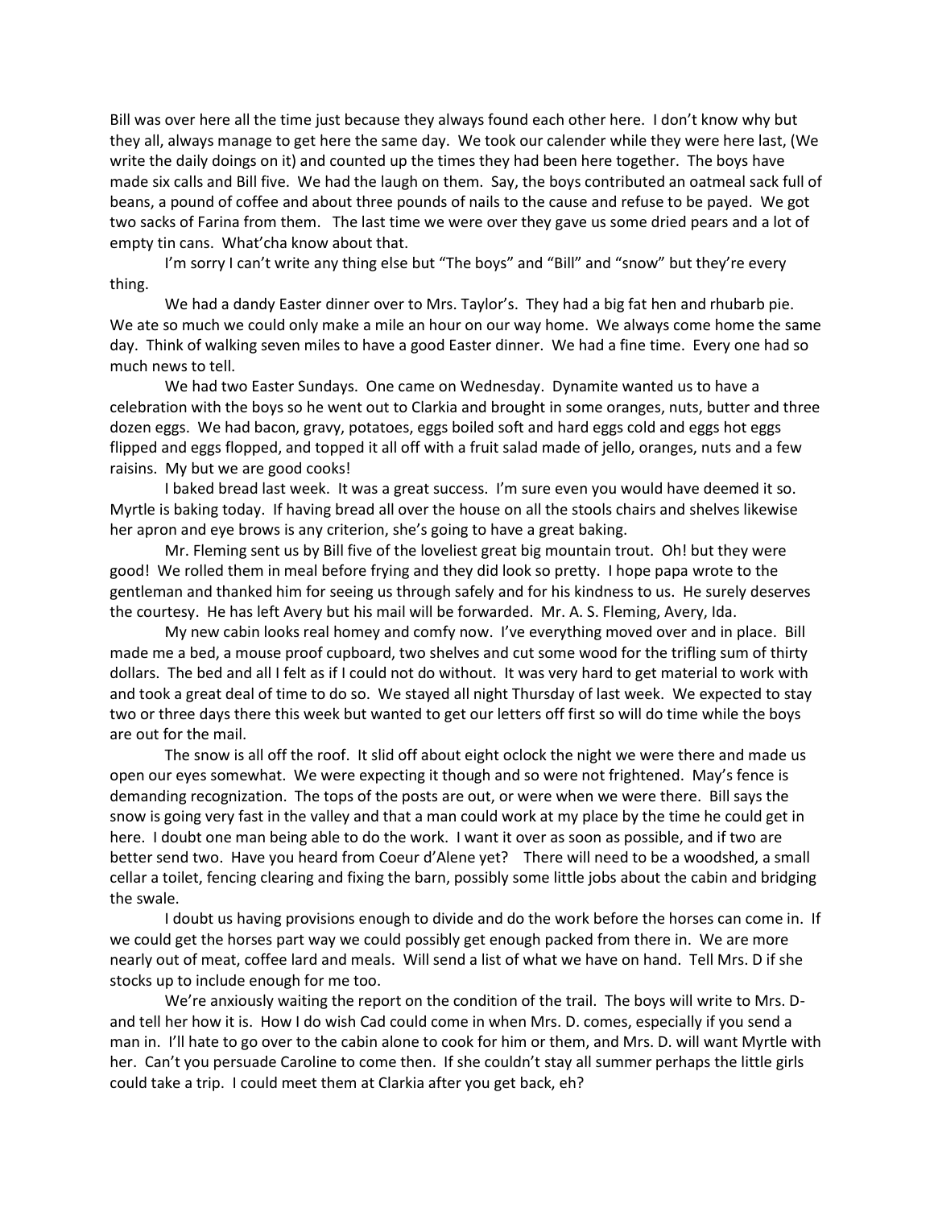Bill was over here all the time just because they always found each other here. I don't know why but they all, always manage to get here the same day. We took our calender while they were here last, (We write the daily doings on it) and counted up the times they had been here together. The boys have made six calls and Bill five. We had the laugh on them. Say, the boys contributed an oatmeal sack full of beans, a pound of coffee and about three pounds of nails to the cause and refuse to be payed. We got two sacks of Farina from them. The last time we were over they gave us some dried pears and a lot of empty tin cans. What'cha know about that.

I'm sorry I can't write any thing else but "The boys" and "Bill" and "snow" but they're every thing.

We had a dandy Easter dinner over to Mrs. Taylor's. They had a big fat hen and rhubarb pie. We ate so much we could only make a mile an hour on our way home. We always come home the same day. Think of walking seven miles to have a good Easter dinner. We had a fine time. Every one had so much news to tell.

We had two Easter Sundays. One came on Wednesday. Dynamite wanted us to have a celebration with the boys so he went out to Clarkia and brought in some oranges, nuts, butter and three dozen eggs. We had bacon, gravy, potatoes, eggs boiled soft and hard eggs cold and eggs hot eggs flipped and eggs flopped, and topped it all off with a fruit salad made of jello, oranges, nuts and a few raisins. My but we are good cooks!

I baked bread last week. It was a great success. I'm sure even you would have deemed it so. Myrtle is baking today. If having bread all over the house on all the stools chairs and shelves likewise her apron and eye brows is any criterion, she's going to have a great baking.

Mr. Fleming sent us by Bill five of the loveliest great big mountain trout. Oh! but they were good! We rolled them in meal before frying and they did look so pretty. I hope papa wrote to the gentleman and thanked him for seeing us through safely and for his kindness to us. He surely deserves the courtesy. He has left Avery but his mail will be forwarded. Mr. A. S. Fleming, Avery, Ida.

My new cabin looks real homey and comfy now. I've everything moved over and in place. Bill made me a bed, a mouse proof cupboard, two shelves and cut some wood for the trifling sum of thirty dollars. The bed and all I felt as if I could not do without. It was very hard to get material to work with and took a great deal of time to do so. We stayed all night Thursday of last week. We expected to stay two or three days there this week but wanted to get our letters off first so will do time while the boys are out for the mail.

The snow is all off the roof. It slid off about eight oclock the night we were there and made us open our eyes somewhat. We were expecting it though and so were not frightened. May's fence is demanding recognization. The tops of the posts are out, or were when we were there. Bill says the snow is going very fast in the valley and that a man could work at my place by the time he could get in here. I doubt one man being able to do the work. I want it over as soon as possible, and if two are better send two. Have you heard from Coeur d'Alene yet? There will need to be a woodshed, a small cellar a toilet, fencing clearing and fixing the barn, possibly some little jobs about the cabin and bridging the swale.

I doubt us having provisions enough to divide and do the work before the horses can come in. If we could get the horses part way we could possibly get enough packed from there in. We are more nearly out of meat, coffee lard and meals. Will send a list of what we have on hand. Tell Mrs. D if she stocks up to include enough for me too.

We're anxiously waiting the report on the condition of the trail. The boys will write to Mrs. D-and tell her how it is. How I do wish Cad could come in when Mrs. D. comes, especially if you send a man in. I'll hate to go over to the cabin alone to cook for him or them, and Mrs. D. will want Myrtle with her. Can't you persuade Caroline to come then. If she couldn't stay all summer perhaps the little girls could take a trip. I could meet them at Clarkia after you get back, eh?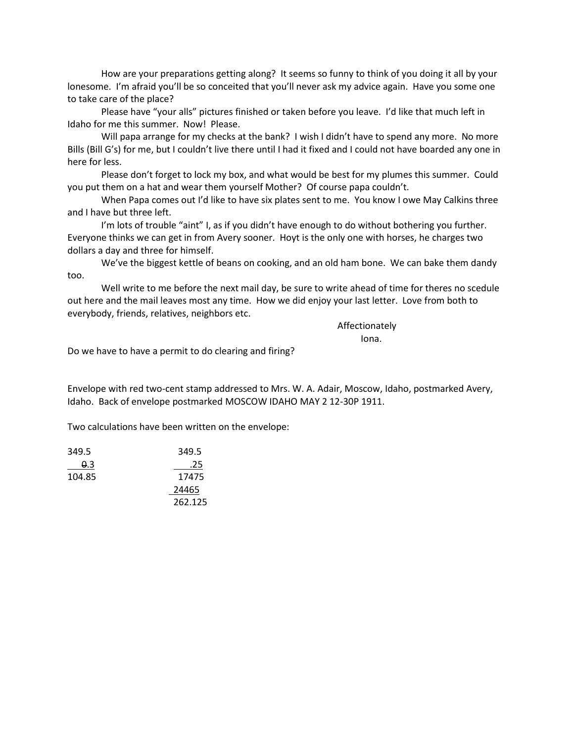How are your preparations getting along? It seems so funny to think of you doing it all by your lonesome. I'm afraid you'll be so conceited that you'll never ask my advice again. Have you some one to take care of the place?

Please have "your alls" pictures finished or taken before you leave. I'd like that much left in Idaho for me this summer. Now! Please.

Will papa arrange for my checks at the bank? I wish I didn't have to spend any more. No more Bills (Bill G's) for me, but I couldn't live there until I had it fixed and I could not have boarded any one in here for less.

Please don't forget to lock my box, and what would be best for my plumes this summer. Could you put them on a hat and wear them yourself Mother? Of course papa couldn't.

When Papa comes out I'd like to have six plates sent to me. You know I owe May Calkins three and I have but three left.

I'm lots of trouble "aint" I, as if you didn't have enough to do without bothering you further. Everyone thinks we can get in from Avery sooner. Hoyt is the only one with horses, he charges two dollars a day and three for himself.

We've the biggest kettle of beans on cooking, and an old ham bone. We can bake them dandy too.

Well write to me before the next mail day, be sure to write ahead of time for theres no scedule out here and the mail leaves most any time. How we did enjoy your last letter. Love from both to everybody, friends, relatives, neighbors etc.

Affectionately
Iona.

Do we have to have a permit to do clearing and firing?

Envelope with red two-cent stamp addressed to Mrs. W. A. Adair, Moscow, Idaho, postmarked Avery, Idaho. Back of envelope postmarked MOSCOW IDAHO MAY 2 12-30P 1911.

Two calculations have been written on the envelope:

| | |
|---|---|
| 349.5 | 349.5 |
| ~~0~~.3 | .25 |
| 104.85 | 17475 |
| | 24465 |
| | 262.125 |